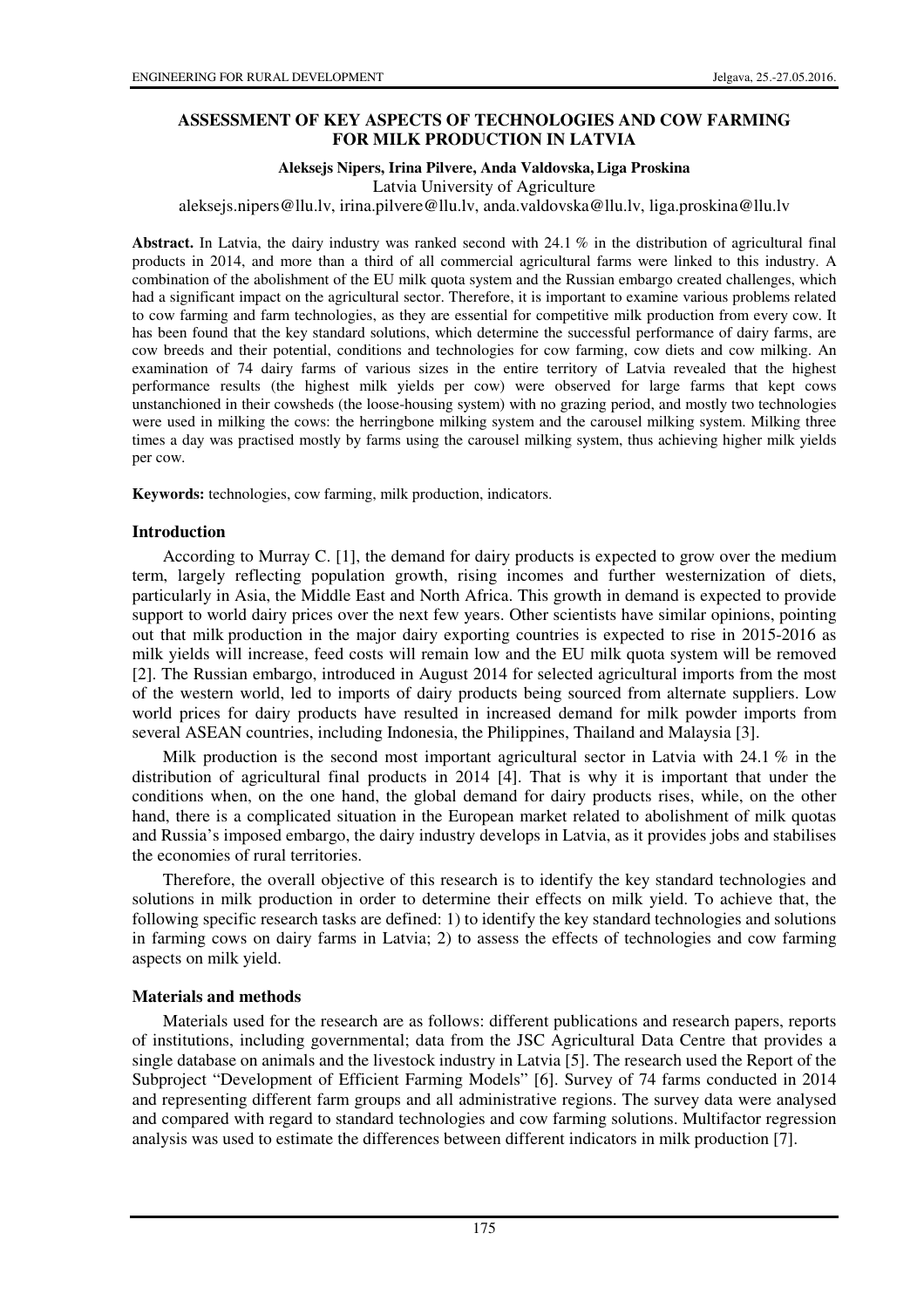# ASSESSMENT OF KEY ASPECTS OF TECHNOLOGIES AND COW FARMING FOR MILK PRODUCTION IN LATVIA

**Aleksejs Nipers, Irina Pilvere, Anda Valdovska, Liga Proskina**

Latvia University of Agriculture

aleksejs.nipers@llu.lv, irina.pilvere@llu.lv, anda.valdovska@llu.lv, liga.proskina@llu.lv

**Abstract.** In Latvia, the dairy industry was ranked second with 24.1 % in the distribution of agricultural final products in 2014, and more than a third of all commercial agricultural farms were linked to this industry. A combination of the abolishment of the EU milk quota system and the Russian embargo created challenges, which had a significant impact on the agricultural sector. Therefore, it is important to examine various problems related to cow farming and farm technologies, as they are essential for competitive milk production from every cow. It has been found that the key standard solutions, which determine the successful performance of dairy farms, are cow breeds and their potential, conditions and technologies for cow farming, cow diets and cow milking. An examination of 74 dairy farms of various sizes in the entire territory of Latvia revealed that the highest performance results (the highest milk yields per cow) were observed for large farms that kept cows unstanchioned in their cowsheds (the loose-housing system) with no grazing period, and mostly two technologies were used in milking the cows: the herringbone milking system and the carousel milking system. Milking three times a day was practised mostly by farms using the carousel milking system, thus achieving higher milk yields per cow.

**Keywords:** technologies, cow farming, milk production, indicators.

## Introduction

According to Murray C. [1], the demand for dairy products is expected to grow over the medium term, largely reflecting population growth, rising incomes and further westernization of diets, particularly in Asia, the Middle East and North Africa. This growth in demand is expected to provide support to world dairy prices over the next few years. Other scientists have similar opinions, pointing out that milk production in the major dairy exporting countries is expected to rise in 2015-2016 as milk yields will increase, feed costs will remain low and the EU milk quota system will be removed [2]. The Russian embargo, introduced in August 2014 for selected agricultural imports from the most of the western world, led to imports of dairy products being sourced from alternate suppliers. Low world prices for dairy products have resulted in increased demand for milk powder imports from several ASEAN countries, including Indonesia, the Philippines, Thailand and Malaysia [3].

Milk production is the second most important agricultural sector in Latvia with 24.1 % in the distribution of agricultural final products in 2014 [4]. That is why it is important that under the conditions when, on the one hand, the global demand for dairy products rises, while, on the other hand, there is a complicated situation in the European market related to abolishment of milk quotas and Russia's imposed embargo, the dairy industry develops in Latvia, as it provides jobs and stabilises the economies of rural territories.

Therefore, the overall objective of this research is to identify the key standard technologies and solutions in milk production in order to determine their effects on milk yield. To achieve that, the following specific research tasks are defined: 1) to identify the key standard technologies and solutions in farming cows on dairy farms in Latvia; 2) to assess the effects of technologies and cow farming aspects on milk yield.

## Materials and methods

Materials used for the research are as follows: different publications and research papers, reports of institutions, including governmental; data from the JSC Agricultural Data Centre that provides a single database on animals and the livestock industry in Latvia [5]. The research used the Report of the Subproject "Development of Efficient Farming Models" [6]. Survey of 74 farms conducted in 2014 and representing different farm groups and all administrative regions. The survey data were analysed and compared with regard to standard technologies and cow farming solutions. Multifactor regression analysis was used to estimate the differences between different indicators in milk production [7].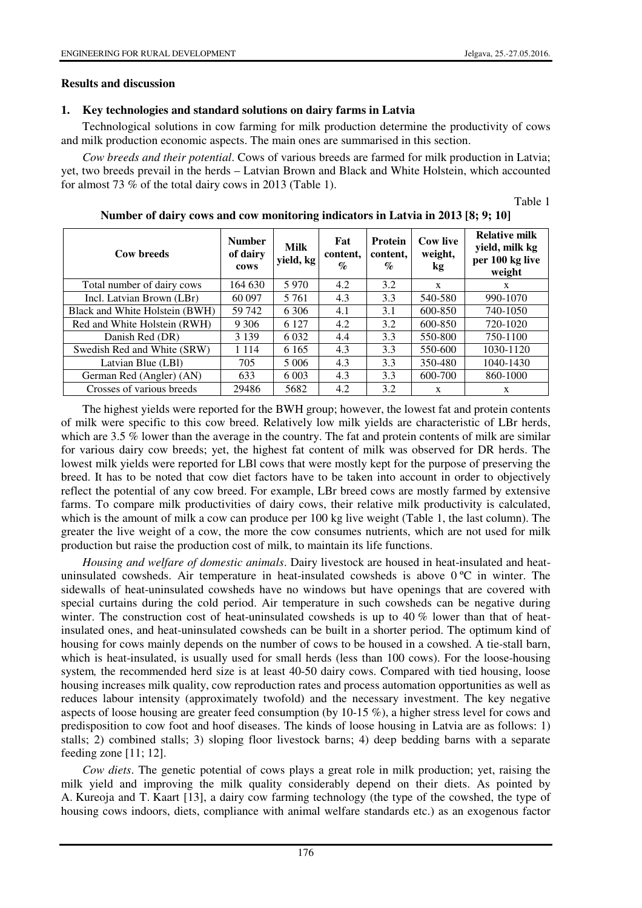## Results and discussion

### 1. Key technologies and standard solutions on dairy farms in Latvia

Technological solutions in cow farming for milk production determine the productivity of cows and milk production economic aspects. The main ones are summarised in this section.

*Cow breeds and their potential*. Cows of various breeds are farmed for milk production in Latvia; yet, two breeds prevail in the herds – Latvian Brown and Black and White Holstein, which accounted for almost 73 % of the total dairy cows in 2013 (Table 1).

Table 1

**Number of dairy cows and cow monitoring indicators in Latvia in 2013 [8; 9; 10]**

| Cow breeds | Number of dairy cows | Milk yield, kg | Fat content, % | Protein content, % | Cow live weight, kg | Relative milk yield, milk kg per 100 kg live weight |
|---|---|---|---|---|---|---|
| Total number of dairy cows | 164 630 | 5 970 | 4.2 | 3.2 | x | x |
| Incl. Latvian Brown (LBr) | 60 097 | 5 761 | 4.3 | 3.3 | 540-580 | 990-1070 |
| Black and White Holstein (BWH) | 59 742 | 6 306 | 4.1 | 3.1 | 600-850 | 740-1050 |
| Red and White Holstein (RWH) | 9 306 | 6 127 | 4.2 | 3.2 | 600-850 | 720-1020 |
| Danish Red (DR) | 3 139 | 6 032 | 4.4 | 3.3 | 550-800 | 750-1100 |
| Swedish Red and White (SRW) | 1 114 | 6 165 | 4.3 | 3.3 | 550-600 | 1030-1120 |
| Latvian Blue (LBl) | 705 | 5 006 | 4.3 | 3.3 | 350-480 | 1040-1430 |
| German Red (Angler) (AN) | 633 | 6 003 | 4.3 | 3.3 | 600-700 | 860-1000 |
| Crosses of various breeds | 29486 | 5682 | 4.2 | 3.2 | x | x |

The highest yields were reported for the BWH group; however, the lowest fat and protein contents of milk were specific to this cow breed. Relatively low milk yields are characteristic of LBr herds, which are 3.5 % lower than the average in the country. The fat and protein contents of milk are similar for various dairy cow breeds; yet, the highest fat content of milk was observed for DR herds. The lowest milk yields were reported for LBl cows that were mostly kept for the purpose of preserving the breed. It has to be noted that cow diet factors have to be taken into account in order to objectively reflect the potential of any cow breed. For example, LBr breed cows are mostly farmed by extensive farms. To compare milk productivities of dairy cows, their relative milk productivity is calculated, which is the amount of milk a cow can produce per 100 kg live weight (Table 1, the last column). The greater the live weight of a cow, the more the cow consumes nutrients, which are not used for milk production but raise the production cost of milk, to maintain its life functions.

*Housing and welfare of domestic animals*. Dairy livestock are housed in heat-insulated and heat-uninsulated cowsheds. Air temperature in heat-insulated cowsheds is above 0 ºC in winter. The sidewalls of heat-uninsulated cowsheds have no windows but have openings that are covered with special curtains during the cold period. Air temperature in such cowsheds can be negative during winter. The construction cost of heat-uninsulated cowsheds is up to 40 % lower than that of heat-insulated ones, and heat-uninsulated cowsheds can be built in a shorter period. The optimum kind of housing for cows mainly depends on the number of cows to be housed in a cowshed. A tie-stall barn, which is heat-insulated, is usually used for small herds (less than 100 cows). For the loose-housing system*,* the recommended herd size is at least 40-50 dairy cows. Compared with tied housing, loose housing increases milk quality, cow reproduction rates and process automation opportunities as well as reduces labour intensity (approximately twofold) and the necessary investment. The key negative aspects of loose housing are greater feed consumption (by 10-15 %), a higher stress level for cows and predisposition to cow foot and hoof diseases. The kinds of loose housing in Latvia are as follows: 1) stalls; 2) combined stalls; 3) sloping floor livestock barns; 4) deep bedding barns with a separate feeding zone [11; 12].

*Cow diets*. The genetic potential of cows plays a great role in milk production; yet, raising the milk yield and improving the milk quality considerably depend on their diets. As pointed by A. Kureoja and T. Kaart [13], a dairy cow farming technology (the type of the cowshed, the type of housing cows indoors, diets, compliance with animal welfare standards etc.) as an exogenous factor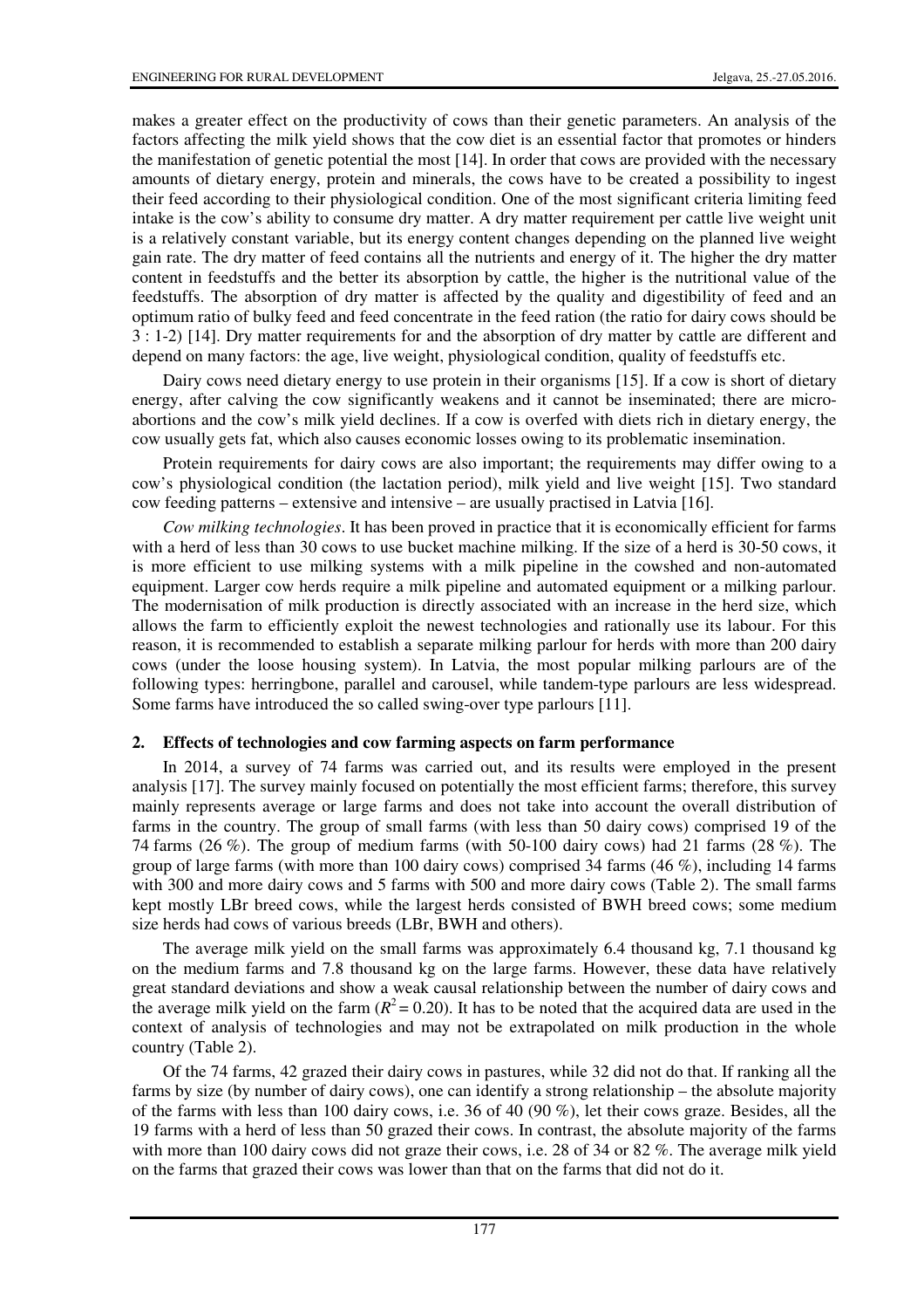makes a greater effect on the productivity of cows than their genetic parameters. An analysis of the factors affecting the milk yield shows that the cow diet is an essential factor that promotes or hinders the manifestation of genetic potential the most [14]. In order that cows are provided with the necessary amounts of dietary energy, protein and minerals, the cows have to be created a possibility to ingest their feed according to their physiological condition. One of the most significant criteria limiting feed intake is the cow's ability to consume dry matter. A dry matter requirement per cattle live weight unit is a relatively constant variable, but its energy content changes depending on the planned live weight gain rate. The dry matter of feed contains all the nutrients and energy of it. The higher the dry matter content in feedstuffs and the better its absorption by cattle, the higher is the nutritional value of the feedstuffs. The absorption of dry matter is affected by the quality and digestibility of feed and an optimum ratio of bulky feed and feed concentrate in the feed ration (the ratio for dairy cows should be 3 : 1-2) [14]. Dry matter requirements for and the absorption of dry matter by cattle are different and depend on many factors: the age, live weight, physiological condition, quality of feedstuffs etc.

Dairy cows need dietary energy to use protein in their organisms [15]. If a cow is short of dietary energy, after calving the cow significantly weakens and it cannot be inseminated; there are micro-abortions and the cow's milk yield declines. If a cow is overfed with diets rich in dietary energy, the cow usually gets fat, which also causes economic losses owing to its problematic insemination.

Protein requirements for dairy cows are also important; the requirements may differ owing to a cow's physiological condition (the lactation period), milk yield and live weight [15]. Two standard cow feeding patterns – extensive and intensive – are usually practised in Latvia [16].

*Cow milking technologies*. It has been proved in practice that it is economically efficient for farms with a herd of less than 30 cows to use bucket machine milking. If the size of a herd is 30-50 cows, it is more efficient to use milking systems with a milk pipeline in the cowshed and non-automated equipment. Larger cow herds require a milk pipeline and automated equipment or a milking parlour. The modernisation of milk production is directly associated with an increase in the herd size, which allows the farm to efficiently exploit the newest technologies and rationally use its labour. For this reason, it is recommended to establish a separate milking parlour for herds with more than 200 dairy cows (under the loose housing system). In Latvia, the most popular milking parlours are of the following types: herringbone, parallel and carousel, while tandem-type parlours are less widespread. Some farms have introduced the so called swing-over type parlours [11].

## 2. Effects of technologies and cow farming aspects on farm performance

In 2014, a survey of 74 farms was carried out, and its results were employed in the present analysis [17]. The survey mainly focused on potentially the most efficient farms; therefore, this survey mainly represents average or large farms and does not take into account the overall distribution of farms in the country. The group of small farms (with less than 50 dairy cows) comprised 19 of the 74 farms (26 %). The group of medium farms (with 50-100 dairy cows) had 21 farms (28 %). The group of large farms (with more than 100 dairy cows) comprised 34 farms (46 %), including 14 farms with 300 and more dairy cows and 5 farms with 500 and more dairy cows (Table 2). The small farms kept mostly LBr breed cows, while the largest herds consisted of BWH breed cows; some medium size herds had cows of various breeds (LBr, BWH and others).

The average milk yield on the small farms was approximately 6.4 thousand kg, 7.1 thousand kg on the medium farms and 7.8 thousand kg on the large farms. However, these data have relatively great standard deviations and show a weak causal relationship between the number of dairy cows and the average milk yield on the farm ($R^2 = 0.20$). It has to be noted that the acquired data are used in the context of analysis of technologies and may not be extrapolated on milk production in the whole country (Table 2).

Of the 74 farms, 42 grazed their dairy cows in pastures, while 32 did not do that. If ranking all the farms by size (by number of dairy cows), one can identify a strong relationship – the absolute majority of the farms with less than 100 dairy cows, i.e. 36 of 40 (90 %), let their cows graze. Besides, all the 19 farms with a herd of less than 50 grazed their cows. In contrast, the absolute majority of the farms with more than 100 dairy cows did not graze their cows, i.e. 28 of 34 or 82 %. The average milk yield on the farms that grazed their cows was lower than that on the farms that did not do it.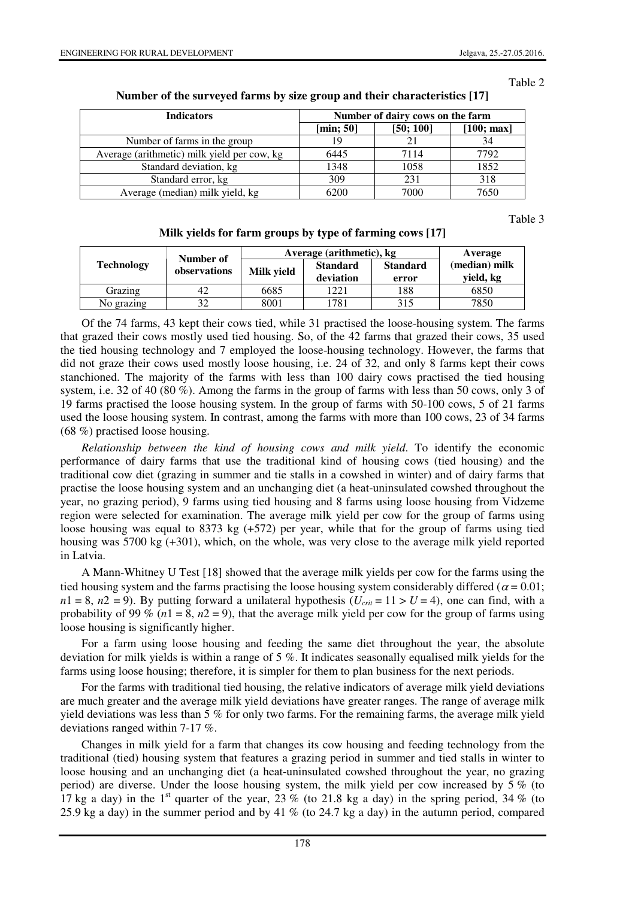Table 2

**Number of the surveyed farms by size group and their characteristics [17]**

| Indicators | Number of dairy cows on the farm | | |
|---|---|---|---|
| | [min; 50] | [50; 100] | [100; max] |
| Number of farms in the group | 19 | 21 | 34 |
| Average (arithmetic) milk yield per cow, kg | 6445 | 7114 | 7792 |
| Standard deviation, kg | 1348 | 1058 | 1852 |
| Standard error, kg | 309 | 231 | 318 |
| Average (median) milk yield, kg | 6200 | 7000 | 7650 |

Table 3

**Milk yields for farm groups by type of farming cows [17]**

| Technology | Number of observations | Average (arithmetic), kg | | | Average (median) milk yield, kg |
|---|---|---|---|---|---|
| | | Milk yield | Standard deviation | Standard error | |
| Grazing | 42 | 6685 | 1221 | 188 | 6850 |
| No grazing | 32 | 8001 | 1781 | 315 | 7850 |

Of the 74 farms, 43 kept their cows tied, while 31 practised the loose-housing system. The farms that grazed their cows mostly used tied housing. So, of the 42 farms that grazed their cows, 35 used the tied housing technology and 7 employed the loose-housing technology. However, the farms that did not graze their cows used mostly loose housing, i.e. 24 of 32, and only 8 farms kept their cows stanchioned. The majority of the farms with less than 100 dairy cows practised the tied housing system, i.e. 32 of 40 (80 %). Among the farms in the group of farms with less than 50 cows, only 3 of 19 farms practised the loose housing system. In the group of farms with 50-100 cows, 5 of 21 farms used the loose housing system. In contrast, among the farms with more than 100 cows, 23 of 34 farms (68 %) practised loose housing.

*Relationship between the kind of housing cows and milk yield*. To identify the economic performance of dairy farms that use the traditional kind of housing cows (tied housing) and the traditional cow diet (grazing in summer and tie stalls in a cowshed in winter) and of dairy farms that practise the loose housing system and an unchanging diet (a heat-uninsulated cowshed throughout the year, no grazing period), 9 farms using tied housing and 8 farms using loose housing from Vidzeme region were selected for examination. The average milk yield per cow for the group of farms using loose housing was equal to 8373 kg (+572) per year, while that for the group of farms using tied housing was 5700 kg (+301), which, on the whole, was very close to the average milk yield reported in Latvia.

A Mann-Whitney U Test [18] showed that the average milk yields per cow for the farms using the tied housing system and the farms practising the loose housing system considerably differed ($\alpha = 0.01$; $n1 = 8$, $n2 = 9$). By putting forward a unilateral hypothesis ($U_{crit} = 11 > U = 4$), one can find, with a probability of 99 % ($n1 = 8$, $n2 = 9$), that the average milk yield per cow for the group of farms using loose housing is significantly higher.

For a farm using loose housing and feeding the same diet throughout the year, the absolute deviation for milk yields is within a range of 5 %. It indicates seasonally equalised milk yields for the farms using loose housing; therefore, it is simpler for them to plan business for the next periods.

For the farms with traditional tied housing, the relative indicators of average milk yield deviations are much greater and the average milk yield deviations have greater ranges. The range of average milk yield deviations was less than 5 % for only two farms. For the remaining farms, the average milk yield deviations ranged within 7-17 %.

Changes in milk yield for a farm that changes its cow housing and feeding technology from the traditional (tied) housing system that features a grazing period in summer and tied stalls in winter to loose housing and an unchanging diet (a heat-uninsulated cowshed throughout the year, no grazing period) are diverse. Under the loose housing system, the milk yield per cow increased by 5 % (to 17 kg a day) in the 1st quarter of the year, 23 % (to 21.8 kg a day) in the spring period, 34 % (to 25.9 kg a day) in the summer period and by 41 % (to 24.7 kg a day) in the autumn period, compared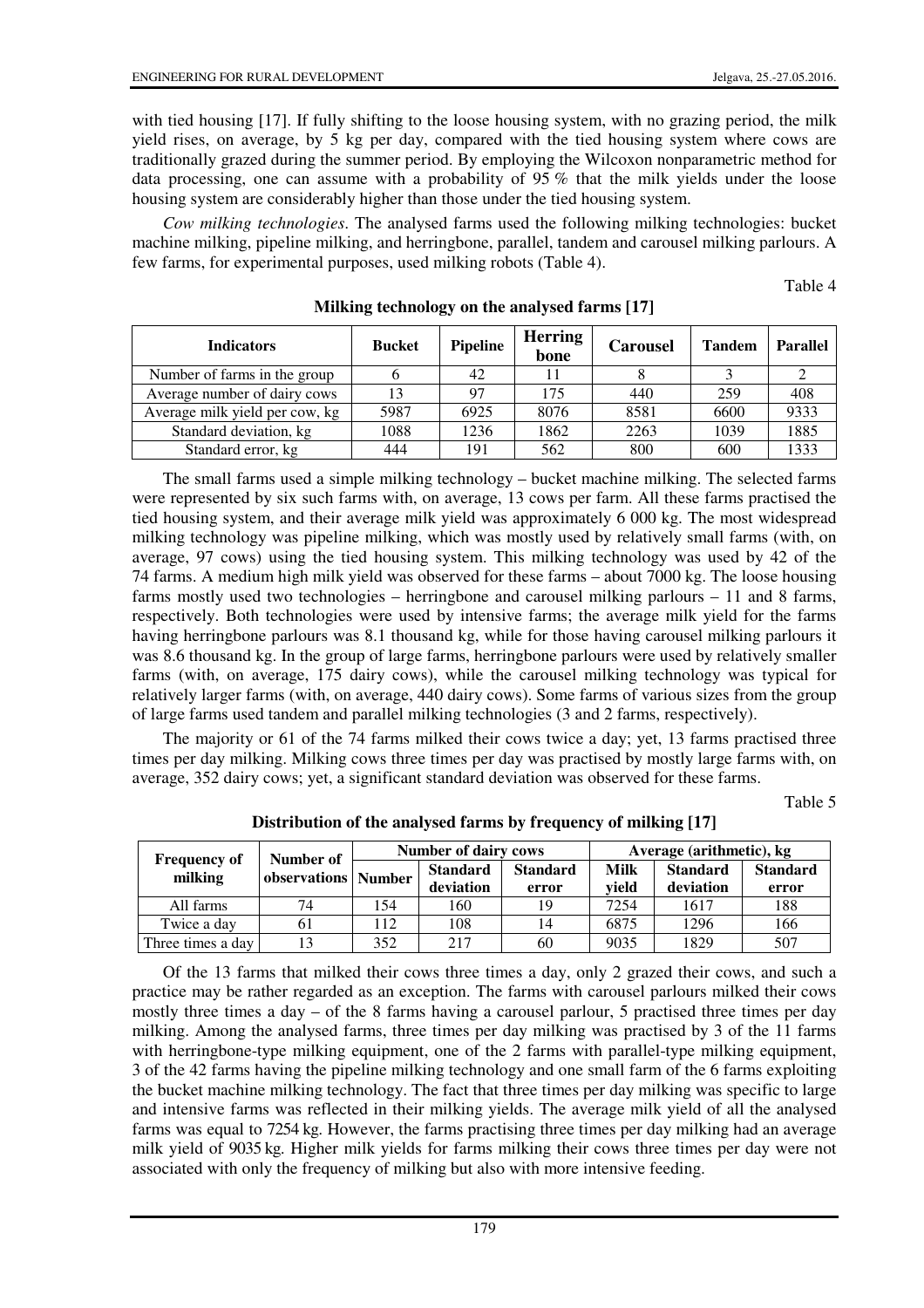with tied housing [17]. If fully shifting to the loose housing system, with no grazing period, the milk yield rises, on average, by 5 kg per day, compared with the tied housing system where cows are traditionally grazed during the summer period. By employing the Wilcoxon nonparametric method for data processing, one can assume with a probability of 95 % that the milk yields under the loose housing system are considerably higher than those under the tied housing system.

*Cow milking technologies*. The analysed farms used the following milking technologies: bucket machine milking, pipeline milking, and herringbone, parallel, tandem and carousel milking parlours. A few farms, for experimental purposes, used milking robots (Table 4).

Table 4

**Milking technology on the analysed farms [17]**

| Indicators | Bucket | Pipeline | Herring bone | Carousel | Tandem | Parallel |
|---|---|---|---|---|---|---|
| Number of farms in the group | 6 | 42 | 11 | 8 | 3 | 2 |
| Average number of dairy cows | 13 | 97 | 175 | 440 | 259 | 408 |
| Average milk yield per cow, kg | 5987 | 6925 | 8076 | 8581 | 6600 | 9333 |
| Standard deviation, kg | 1088 | 1236 | 1862 | 2263 | 1039 | 1885 |
| Standard error, kg | 444 | 191 | 562 | 800 | 600 | 1333 |

The small farms used a simple milking technology – bucket machine milking. The selected farms were represented by six such farms with, on average, 13 cows per farm. All these farms practised the tied housing system, and their average milk yield was approximately 6 000 kg. The most widespread milking technology was pipeline milking, which was mostly used by relatively small farms (with, on average, 97 cows) using the tied housing system. This milking technology was used by 42 of the 74 farms. A medium high milk yield was observed for these farms – about 7000 kg. The loose housing farms mostly used two technologies – herringbone and carousel milking parlours – 11 and 8 farms, respectively. Both technologies were used by intensive farms; the average milk yield for the farms having herringbone parlours was 8.1 thousand kg, while for those having carousel milking parlours it was 8.6 thousand kg. In the group of large farms, herringbone parlours were used by relatively smaller farms (with, on average, 175 dairy cows), while the carousel milking technology was typical for relatively larger farms (with, on average, 440 dairy cows). Some farms of various sizes from the group of large farms used tandem and parallel milking technologies (3 and 2 farms, respectively).

The majority or 61 of the 74 farms milked their cows twice a day; yet, 13 farms practised three times per day milking. Milking cows three times per day was practised by mostly large farms with, on average, 352 dairy cows; yet, a significant standard deviation was observed for these farms.

Table 5

**Distribution of the analysed farms by frequency of milking [17]**

| Frequency of milking | Number of observations | Number of dairy cows | | | Average (arithmetic), kg | | |
|---|---|---|---|---|---|---|---|
| | | Number | Standard deviation | Standard error | Milk yield | Standard deviation | Standard error |
| All farms | 74 | 154 | 160 | 19 | 7254 | 1617 | 188 |
| Twice a day | 61 | 112 | 108 | 14 | 6875 | 1296 | 166 |
| Three times a day | 13 | 352 | 217 | 60 | 9035 | 1829 | 507 |

Of the 13 farms that milked their cows three times a day, only 2 grazed their cows, and such a practice may be rather regarded as an exception. The farms with carousel parlours milked their cows mostly three times a day – of the 8 farms having a carousel parlour, 5 practised three times per day milking. Among the analysed farms, three times per day milking was practised by 3 of the 11 farms with herringbone-type milking equipment, one of the 2 farms with parallel-type milking equipment, 3 of the 42 farms having the pipeline milking technology and one small farm of the 6 farms exploiting the bucket machine milking technology. The fact that three times per day milking was specific to large and intensive farms was reflected in their milking yields. The average milk yield of all the analysed farms was equal to 7254 kg. However, the farms practising three times per day milking had an average milk yield of 9035 kg. Higher milk yields for farms milking their cows three times per day were not associated with only the frequency of milking but also with more intensive feeding.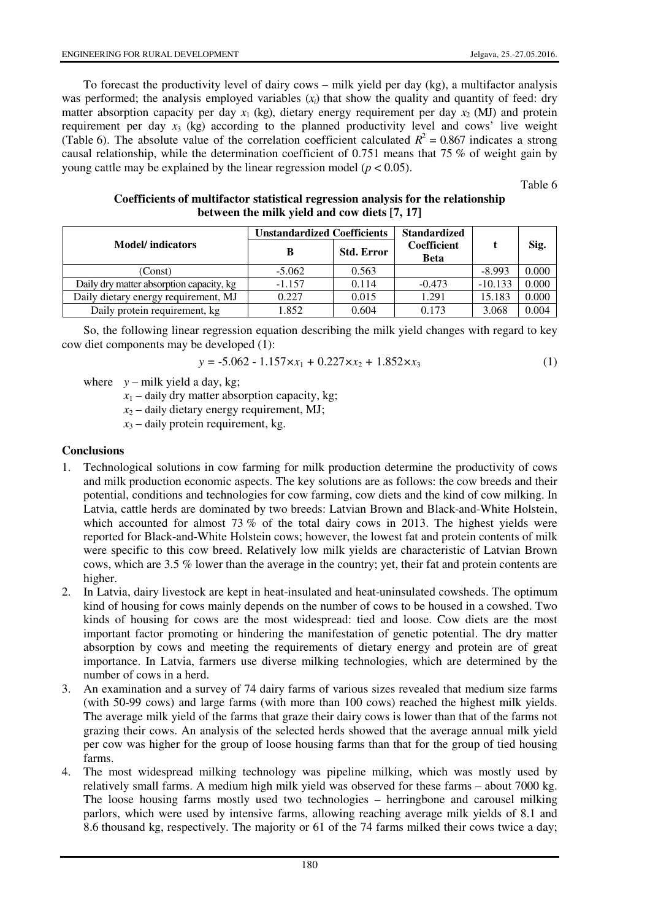To forecast the productivity level of dairy cows – milk yield per day (kg), a multifactor analysis was performed; the analysis employed variables ($x_i$) that show the quality and quantity of feed: dry matter absorption capacity per day $x_1$ (kg), dietary energy requirement per day $x_2$ (MJ) and protein requirement per day $x_3$ (kg) according to the planned productivity level and cows' live weight (Table 6). The absolute value of the correlation coefficient calculated $R^2 = 0.867$ indicates a strong causal relationship, while the determination coefficient of 0.751 means that 75 % of weight gain by young cattle may be explained by the linear regression model ($p < 0.05$).

Table 6

**Coefficients of multifactor statistical regression analysis for the relationship between the milk yield and cow diets [7, 17]**

| Model/ indicators | Unstandardized Coefficients | | Standardized Coefficient Beta | t | Sig. |
|---|---|---|---|---|---|
| | B | Std. Error | | | |
| (Const) | -5.062 | 0.563 | | -8.993 | 0.000 |
| Daily dry matter absorption capacity, kg | -1.157 | 0.114 | -0.473 | -10.133 | 0.000 |
| Daily dietary energy requirement, MJ | 0.227 | 0.015 | 1.291 | 15.183 | 0.000 |
| Daily protein requirement, kg | 1.852 | 0.604 | 0.173 | 3.068 | 0.004 |

So, the following linear regression equation describing the milk yield changes with regard to key cow diet components may be developed (1):

$$y = -5.062 - 1.157 \times x_1 + 0.227 \times x_2 + 1.852 \times x_3 \quad (1)$$

where $y$ – milk yield a day, kg;

$x_1$ – daily dry matter absorption capacity, kg;

$x_2$ – daily dietary energy requirement, MJ;

$x_3$ – daily protein requirement, kg.

## Conclusions

1. Technological solutions in cow farming for milk production determine the productivity of cows and milk production economic aspects. The key solutions are as follows: the cow breeds and their potential, conditions and technologies for cow farming, cow diets and the kind of cow milking. In Latvia, cattle herds are dominated by two breeds: Latvian Brown and Black-and-White Holstein, which accounted for almost 73 % of the total dairy cows in 2013. The highest yields were reported for Black-and-White Holstein cows; however, the lowest fat and protein contents of milk were specific to this cow breed. Relatively low milk yields are characteristic of Latvian Brown cows, which are 3.5 % lower than the average in the country; yet, their fat and protein contents are higher.
2. In Latvia, dairy livestock are kept in heat-insulated and heat-uninsulated cowsheds. The optimum kind of housing for cows mainly depends on the number of cows to be housed in a cowshed. Two kinds of housing for cows are the most widespread: tied and loose. Cow diets are the most important factor promoting or hindering the manifestation of genetic potential. The dry matter absorption by cows and meeting the requirements of dietary energy and protein are of great importance. In Latvia, farmers use diverse milking technologies, which are determined by the number of cows in a herd.
3. An examination and a survey of 74 dairy farms of various sizes revealed that medium size farms (with 50-99 cows) and large farms (with more than 100 cows) reached the highest milk yields. The average milk yield of the farms that graze their dairy cows is lower than that of the farms not grazing their cows. An analysis of the selected herds showed that the average annual milk yield per cow was higher for the group of loose housing farms than that for the group of tied housing farms.
4. The most widespread milking technology was pipeline milking, which was mostly used by relatively small farms. A medium high milk yield was observed for these farms – about 7000 kg. The loose housing farms mostly used two technologies – herringbone and carousel milking parlors, which were used by intensive farms, allowing reaching average milk yields of 8.1 and 8.6 thousand kg, respectively. The majority or 61 of the 74 farms milked their cows twice a day;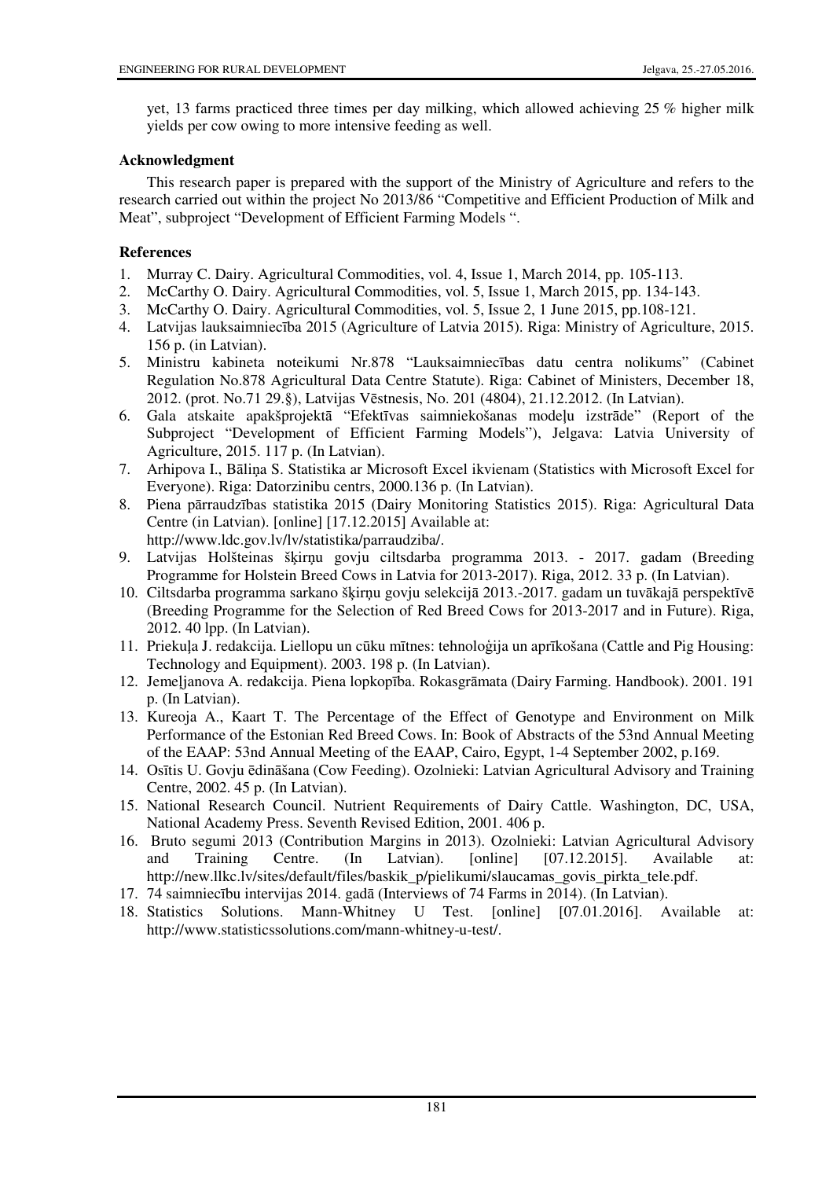yet, 13 farms practiced three times per day milking, which allowed achieving 25 % higher milk yields per cow owing to more intensive feeding as well.

## Acknowledgment

This research paper is prepared with the support of the Ministry of Agriculture and refers to the research carried out within the project No 2013/86 "Competitive and Efficient Production of Milk and Meat", subproject "Development of Efficient Farming Models ".

## References

1. Murray C. Dairy. Agricultural Commodities, vol. 4, Issue 1, March 2014, pp. 105-113.
2. McCarthy O. Dairy. Agricultural Commodities, vol. 5, Issue 1, March 2015, pp. 134-143.
3. McCarthy O. Dairy. Agricultural Commodities, vol. 5, Issue 2, 1 June 2015, pp.108-121.
4. Latvijas lauksaimniecība 2015 (Agriculture of Latvia 2015). Riga: Ministry of Agriculture, 2015. 156 p. (in Latvian).
5. Ministru kabineta noteikumi Nr.878 "Lauksaimniecības datu centra nolikums" (Cabinet Regulation No.878 Agricultural Data Centre Statute). Riga: Cabinet of Ministers, December 18, 2012. (prot. No.71 29.§), Latvijas Vēstnesis, No. 201 (4804), 21.12.2012. (In Latvian).
6. Gala atskaite apakšprojektā "Efektīvas saimniekošanas modeļu izstrāde" (Report of the Subproject "Development of Efficient Farming Models"), Jelgava: Latvia University of Agriculture, 2015. 117 p. (In Latvian).
7. Arhipova I., Bāliņa S. Statistika ar Microsoft Excel ikvienam (Statistics with Microsoft Excel for Everyone). Riga: Datorzinibu centrs, 2000.136 p. (In Latvian).
8. Piena pārraudzības statistika 2015 (Dairy Monitoring Statistics 2015). Riga: Agricultural Data Centre (in Latvian). [online] [17.12.2015] Available at: http://www.ldc.gov.lv/lv/statistika/parraudziba/.
9. Latvijas Holšteinas šķirņu govju ciltsdarba programma 2013. - 2017. gadam (Breeding Programme for Holstein Breed Cows in Latvia for 2013-2017). Riga, 2012. 33 p. (In Latvian).
10. Ciltsdarba programma sarkano šķirņu govju selekcijā 2013.-2017. gadam un tuvākajā perspektīvē (Breeding Programme for the Selection of Red Breed Cows for 2013-2017 and in Future). Riga, 2012. 40 lpp. (In Latvian).
11. Priekuļa J. redakcija. Liellopu un cūku mītnes: tehnoloģija un aprīkošana (Cattle and Pig Housing: Technology and Equipment). 2003. 198 p. (In Latvian).
12. Jemeļjanova A. redakcija. Piena lopkopība. Rokasgrāmata (Dairy Farming. Handbook). 2001. 191 p. (In Latvian).
13. Kureoja A., Kaart T. The Percentage of the Effect of Genotype and Environment on Milk Performance of the Estonian Red Breed Cows. In: Book of Abstracts of the 53nd Annual Meeting of the EAAP: 53nd Annual Meeting of the EAAP, Cairo, Egypt, 1-4 September 2002, p.169.
14. Osītis U. Govju ēdināšana (Cow Feeding). Ozolnieki: Latvian Agricultural Advisory and Training Centre, 2002. 45 p. (In Latvian).
15. National Research Council. Nutrient Requirements of Dairy Cattle. Washington, DC, USA, National Academy Press. Seventh Revised Edition, 2001. 406 p.
16. Bruto segumi 2013 (Contribution Margins in 2013). Ozolnieki: Latvian Agricultural Advisory and Training Centre. (In Latvian). [online] [07.12.2015]. Available at: http://new.llkc.lv/sites/default/files/baskik_p/pielikumi/slaucamas_govis_pirkta_tele.pdf.
17. 74 saimniecību intervijas 2014. gadā (Interviews of 74 Farms in 2014). (In Latvian).
18. Statistics Solutions. Mann-Whitney U Test. [online] [07.01.2016]. Available at: http://www.statisticssolutions.com/mann-whitney-u-test/.